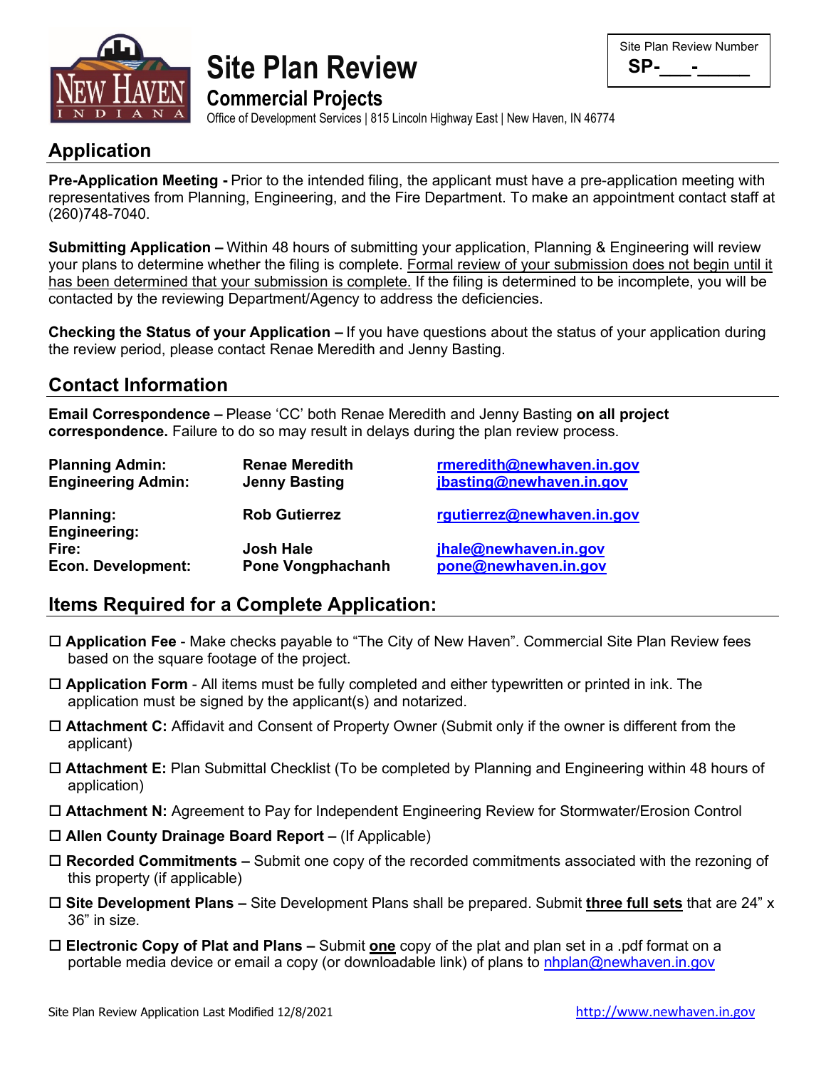# Site Plan Review

## Commercial Projects

Office of Development Services | 815 Lincoln Highway East | New Haven, IN 46774

Site Plan Review Number
**SP-\_\_\_-\_\_\_\_\_**

## Application

**Pre-Application Meeting -** Prior to the intended filing, the applicant must have a pre-application meeting with representatives from Planning, Engineering, and the Fire Department. To make an appointment contact staff at (260)748-7040.

**Submitting Application –** Within 48 hours of submitting your application, Planning & Engineering will review your plans to determine whether the filing is complete. Formal review of your submission does not begin until it has been determined that your submission is complete. If the filing is determined to be incomplete, you will be contacted by the reviewing Department/Agency to address the deficiencies.

**Checking the Status of your Application –** If you have questions about the status of your application during the review period, please contact Renae Meredith and Jenny Basting.

## Contact Information

**Email Correspondence –** Please 'CC' both Renae Meredith and Jenny Basting **on all project correspondence.** Failure to do so may result in delays during the plan review process.

| | | |
|---|---|---|
| **Planning Admin:** | **Renae Meredith** | rmeredith@newhaven.in.gov |
| **Engineering Admin:** | **Jenny Basting** | jbasting@newhaven.in.gov |
| **Planning:** | **Rob Gutierrez** | rgutierrez@newhaven.in.gov |
| **Engineering:** | | |
| **Fire:** | **Josh Hale** | jhale@newhaven.in.gov |
| **Econ. Development:** | **Pone Vongphachanh** | pone@newhaven.in.gov |

## Items Required for a Complete Application:

- ☐ **Application Fee** - Make checks payable to "The City of New Haven". Commercial Site Plan Review fees based on the square footage of the project.
- ☐ **Application Form** - All items must be fully completed and either typewritten or printed in ink. The application must be signed by the applicant(s) and notarized.
- ☐ **Attachment C:** Affidavit and Consent of Property Owner (Submit only if the owner is different from the applicant)
- ☐ **Attachment E:** Plan Submittal Checklist (To be completed by Planning and Engineering within 48 hours of application)
- ☐ **Attachment N:** Agreement to Pay for Independent Engineering Review for Stormwater/Erosion Control
- ☐ **Allen County Drainage Board Report –** (If Applicable)
- ☐ **Recorded Commitments –** Submit one copy of the recorded commitments associated with the rezoning of this property (if applicable)
- ☐ **Site Development Plans –** Site Development Plans shall be prepared. Submit **three full sets** that are 24" x 36" in size.
- ☐ **Electronic Copy of Plat and Plans –** Submit **one** copy of the plat and plan set in a .pdf format on a portable media device or email a copy (or downloadable link) of plans to nhplan@newhaven.in.gov

Site Plan Review Application Last Modified 12/8/2021 http://www.newhaven.in.gov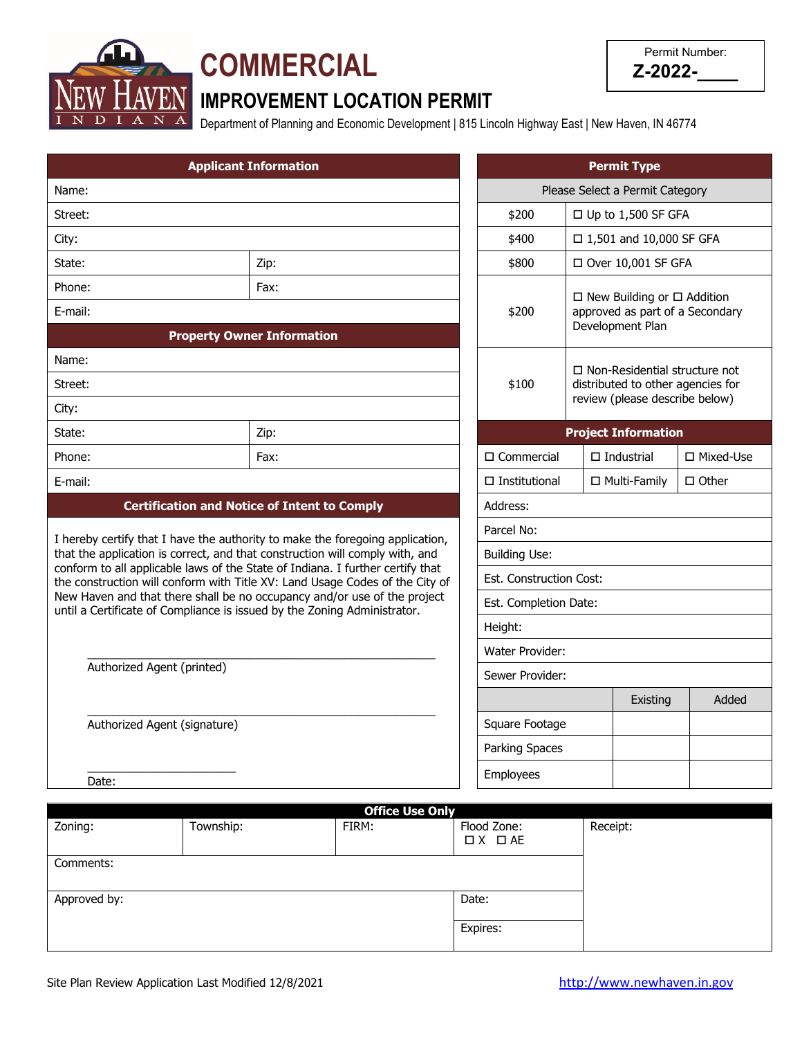# COMMERCIAL

## IMPROVEMENT LOCATION PERMIT

Department of Planning and Economic Development | 815 Lincoln Highway East | New Haven, IN 46774

Permit Number:
**Z-2022-____**

| Applicant Information | |
|---|---|
| Name: | |
| Street: | |
| City: | |
| State: | Zip: |
| Phone: | Fax: |
| E-mail: | |
| **Property Owner Information** | |
| Name: | |
| Street: | |
| City: | |
| State: | Zip: |
| Phone: | Fax: |
| E-mail: | |

### Certification and Notice of Intent to Comply

I hereby certify that I have the authority to make the foregoing application, that the application is correct, and that construction will comply with, and conform to all applicable laws of the State of Indiana. I further certify that the construction will conform with Title XV: Land Usage Codes of the City of New Haven and that there shall be no occupancy and/or use of the project until a Certificate of Compliance is issued by the Zoning Administrator.

_______________________________________________
Authorized Agent (printed)

_______________________________________________
Authorized Agent (signature)

_______________________
Date:

| Permit Type | |
|---|---|
| Please Select a Permit Category | |
| $200 | ☐ Up to 1,500 SF GFA |
| $400 | ☐ 1,501 and 10,000 SF GFA |
| $800 | ☐ Over 10,001 SF GFA |
| $200 | ☐ New Building or ☐ Addition approved as part of a Secondary Development Plan |
| $100 | ☐ Non-Residential structure not distributed to other agencies for review (please describe below) |

| Project Information | | |
|---|---|---|
| ☐ Commercial | ☐ Industrial | ☐ Mixed-Use |
| ☐ Institutional | ☐ Multi-Family | ☐ Other |
| Address: | | |
| Parcel No: | | |
| Building Use: | | |
| Est. Construction Cost: | | |
| Est. Completion Date: | | |
| Height: | | |
| Water Provider: | | |
| Sewer Provider: | | |
| | Existing | Added |
| Square Footage | | |
| Parking Spaces | | |
| Employees | | |

| Office Use Only | | | | |
|---|---|---|---|---|
| Zoning: | Township: | FIRM: | Flood Zone: ☐ X ☐ AE | Receipt: |
| Comments: | | | | |
| Approved by: | | | Date: | |
| | | | Expires: | |

Site Plan Review Application Last Modified 12/8/2021

http://www.newhaven.in.gov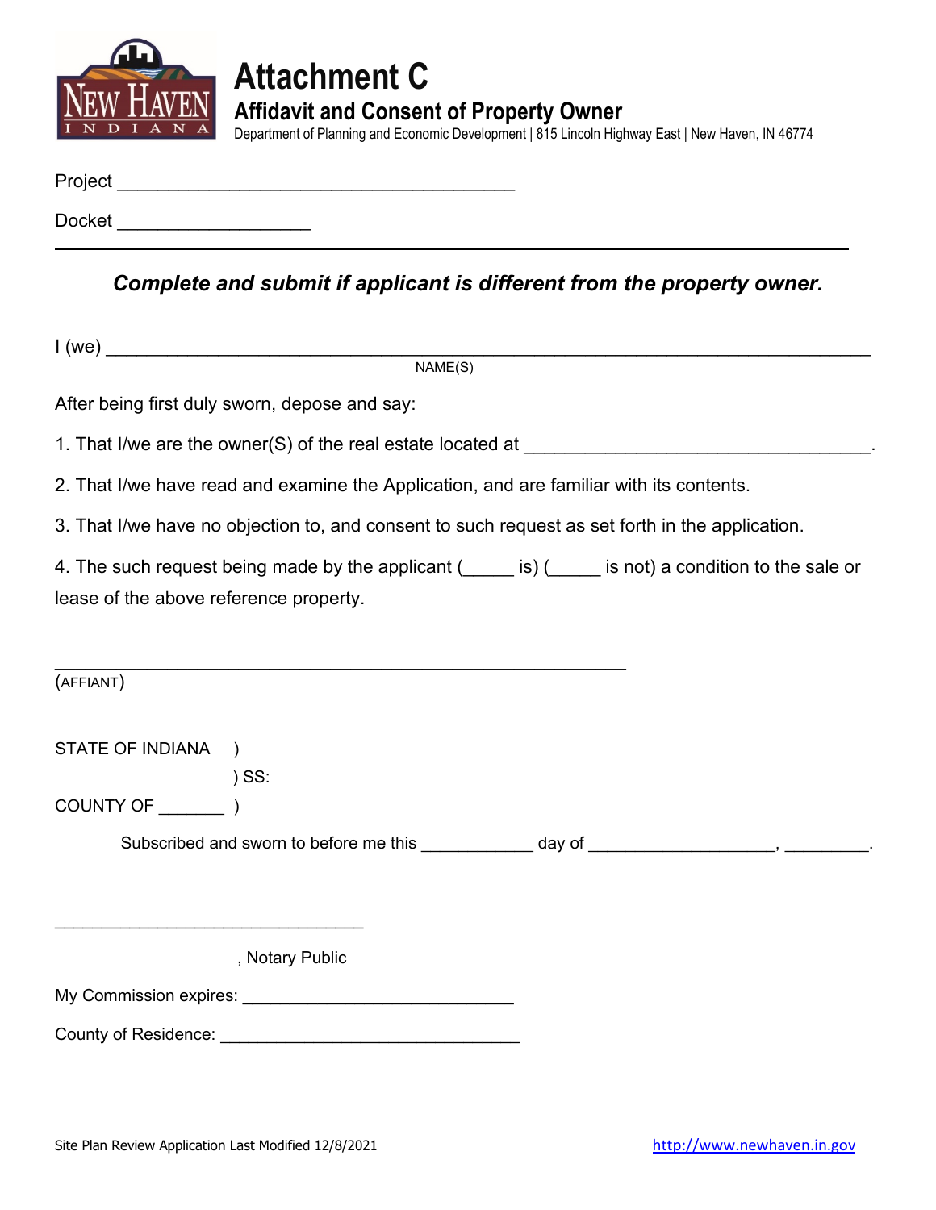# Attachment C

## Affidavit and Consent of Property Owner

Department of Planning and Economic Development | 815 Lincoln Highway East | New Haven, IN 46774

Project ________________________________________

Docket ___________________

---

***Complete and submit if applicant is different from the property owner.***

I (we) ____________________________________________________________________________
NAME(S)

After being first duly sworn, depose and say:

1. That I/we are the owner(S) of the real estate located at ___________________________________.

2. That I/we have read and examine the Application, and are familiar with its contents.

3. That I/we have no objection to, and consent to such request as set forth in the application.

4. The such request being made by the applicant (_____ is) (_____ is not) a condition to the sale or lease of the above reference property.

_________________________________________________________
(AFFIANT)

STATE OF INDIANA )
) SS:
COUNTY OF _______ )

Subscribed and sworn to before me this ___________ day of ___________________, _________.

_______________________________
, Notary Public

My Commission expires: ____________________________

County of Residence: ______________________________

Site Plan Review Application Last Modified 12/8/2021 http://www.newhaven.in.gov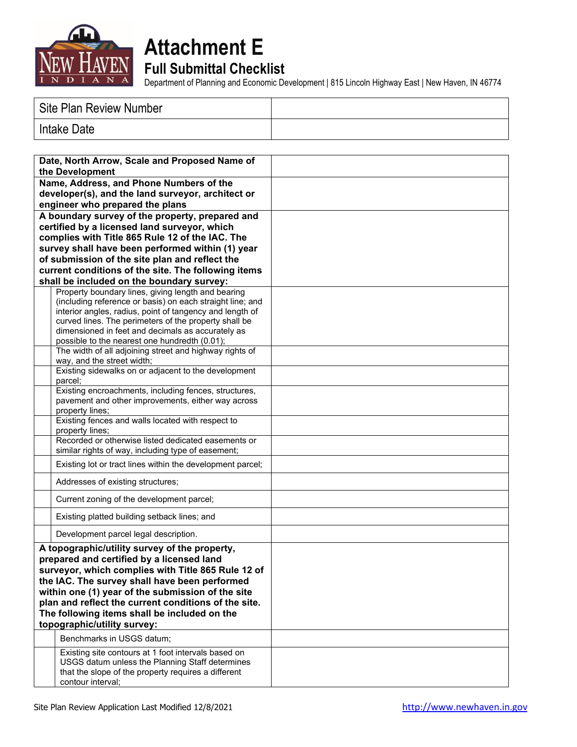# Attachment E

## Full Submittal Checklist

Department of Planning and Economic Development | 815 Lincoln Highway East | New Haven, IN 46774

| Site Plan Review Number | |
|---|---|
| Intake Date | |

| | | |
|---|---|---|
| **Date, North Arrow, Scale and Proposed Name of the Development** | | |
| **Name, Address, and Phone Numbers of the developer(s), and the land surveyor, architect or engineer who prepared the plans** | | |
| **A boundary survey of the property, prepared and certified by a licensed land surveyor, which complies with Title 865 Rule 12 of the IAC. The survey shall have been performed within (1) year of submission of the site plan and reflect the current conditions of the site. The following items shall be included on the boundary survey:** | | |
| | Property boundary lines, giving length and bearing (including reference or basis) on each straight line; and interior angles, radius, point of tangency and length of curved lines. The perimeters of the property shall be dimensioned in feet and decimals as accurately as possible to the nearest one hundredth (0.01); | |
| | The width of all adjoining street and highway rights of way, and the street width; | |
| | Existing sidewalks on or adjacent to the development parcel; | |
| | Existing encroachments, including fences, structures, pavement and other improvements, either way across property lines; | |
| | Existing fences and walls located with respect to property lines; | |
| | Recorded or otherwise listed dedicated easements or similar rights of way, including type of easement; | |
| | Existing lot or tract lines within the development parcel; | |
| | Addresses of existing structures; | |
| | Current zoning of the development parcel; | |
| | Existing platted building setback lines; and | |
| | Development parcel legal description. | |
| **A topographic/utility survey of the property, prepared and certified by a licensed land surveyor, which complies with Title 865 Rule 12 of the IAC. The survey shall have been performed within one (1) year of the submission of the site plan and reflect the current conditions of the site. The following items shall be included on the topographic/utility survey:** | | |
| | Benchmarks in USGS datum; | |
| | Existing site contours at 1 foot intervals based on USGS datum unless the Planning Staff determines that the slope of the property requires a different contour interval; | |

Site Plan Review Application Last Modified 12/8/2021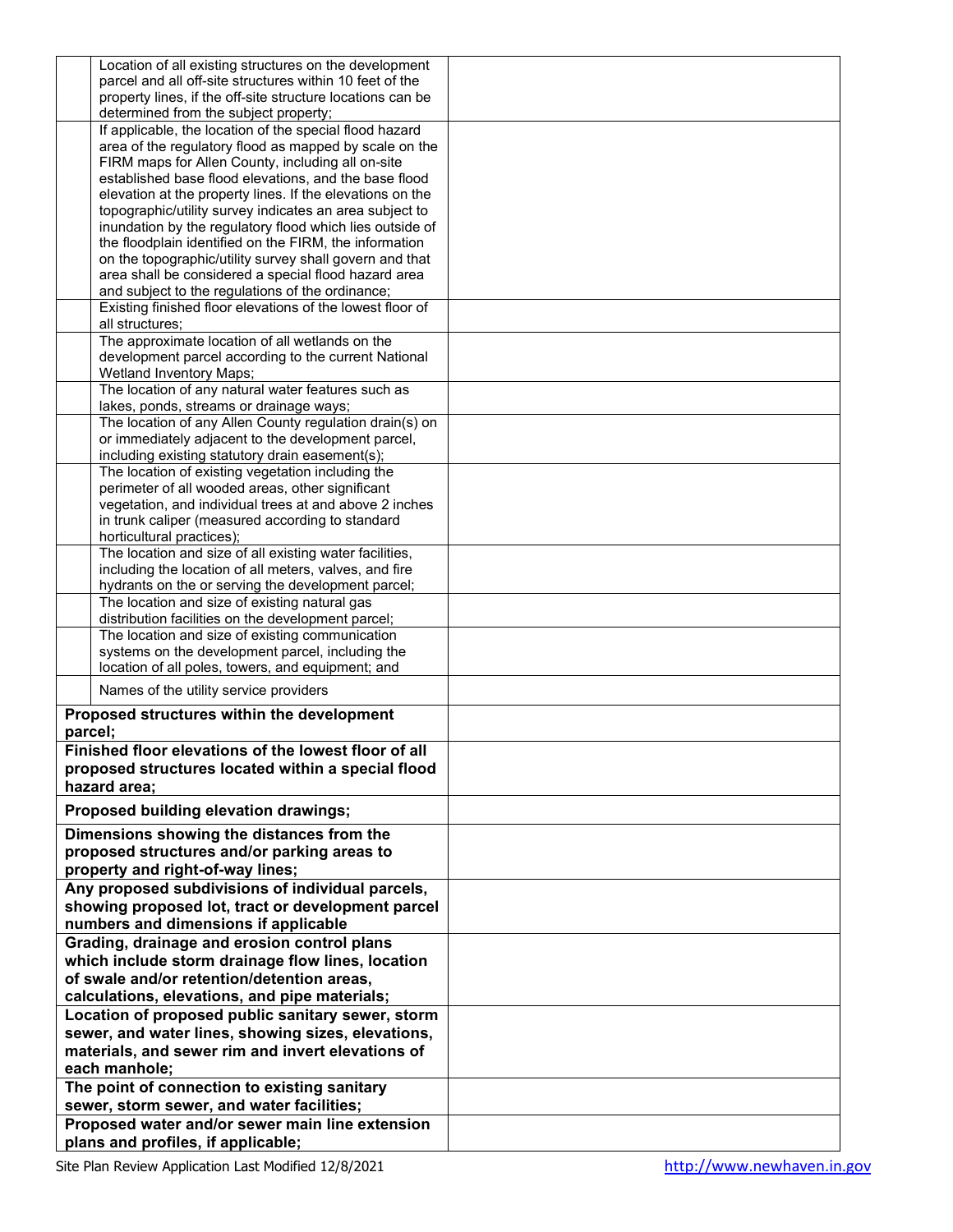| | | |
|---|---|---|
| | Location of all existing structures on the development parcel and all off-site structures within 10 feet of the property lines, if the off-site structure locations can be determined from the subject property; | |
| | If applicable, the location of the special flood hazard area of the regulatory flood as mapped by scale on the FIRM maps for Allen County, including all on-site established base flood elevations, and the base flood elevation at the property lines. If the elevations on the topographic/utility survey indicates an area subject to inundation by the regulatory flood which lies outside of the floodplain identified on the FIRM, the information on the topographic/utility survey shall govern and that area shall be considered a special flood hazard area and subject to the regulations of the ordinance; | |
| | Existing finished floor elevations of the lowest floor of all structures; | |
| | The approximate location of all wetlands on the development parcel according to the current National Wetland Inventory Maps; | |
| | The location of any natural water features such as lakes, ponds, streams or drainage ways; | |
| | The location of any Allen County regulation drain(s) on or immediately adjacent to the development parcel, including existing statutory drain easement(s); | |
| | The location of existing vegetation including the perimeter of all wooded areas, other significant vegetation, and individual trees at and above 2 inches in trunk caliper (measured according to standard horticultural practices); | |
| | The location and size of all existing water facilities, including the location of all meters, valves, and fire hydrants on the or serving the development parcel; | |
| | The location and size of existing natural gas distribution facilities on the development parcel; | |
| | The location and size of existing communication systems on the development parcel, including the location of all poles, towers, and equipment; and | |
| | Names of the utility service providers | |
| **Proposed structures within the development parcel;** | | |
| **Finished floor elevations of the lowest floor of all proposed structures located within a special flood hazard area;** | | |
| **Proposed building elevation drawings;** | | |
| **Dimensions showing the distances from the proposed structures and/or parking areas to property and right-of-way lines;** | | |
| **Any proposed subdivisions of individual parcels, showing proposed lot, tract or development parcel numbers and dimensions if applicable** | | |
| **Grading, drainage and erosion control plans which include storm drainage flow lines, location of swale and/or retention/detention areas, calculations, elevations, and pipe materials;** | | |
| **Location of proposed public sanitary sewer, storm sewer, and water lines, showing sizes, elevations, materials, and sewer rim and invert elevations of each manhole;** | | |
| **The point of connection to existing sanitary sewer, storm sewer, and water facilities;** | | |
| **Proposed water and/or sewer main line extension plans and profiles, if applicable;** | | |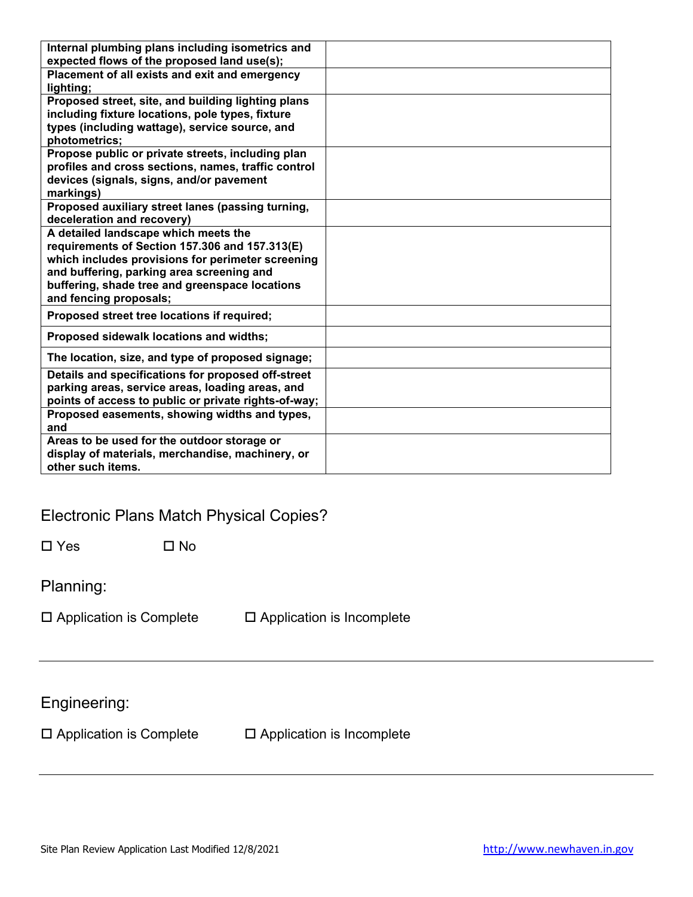| | |
|---|---|
| **Internal plumbing plans including isometrics and expected flows of the proposed land use(s);** | |
| **Placement of all exists and exit and emergency lighting;** | |
| **Proposed street, site, and building lighting plans including fixture locations, pole types, fixture types (including wattage), service source, and photometrics;** | |
| **Propose public or private streets, including plan profiles and cross sections, names, traffic control devices (signals, signs, and/or pavement markings)** | |
| **Proposed auxiliary street lanes (passing turning, deceleration and recovery)** | |
| **A detailed landscape which meets the requirements of Section 157.306 and 157.313(E) which includes provisions for perimeter screening and buffering, parking area screening and buffering, shade tree and greenspace locations and fencing proposals;** | |
| **Proposed street tree locations if required;** | |
| **Proposed sidewalk locations and widths;** | |
| **The location, size, and type of proposed signage;** | |
| **Details and specifications for proposed off-street parking areas, service areas, loading areas, and points of access to public or private rights-of-way;** | |
| **Proposed easements, showing widths and types, and** | |
| **Areas to be used for the outdoor storage or display of materials, merchandise, machinery, or other such items.** | |

## Electronic Plans Match Physical Copies?

☐ Yes ☐ No

## Planning:

☐ Application is Complete ☐ Application is Incomplete

---

## Engineering:

☐ Application is Complete ☐ Application is Incomplete

---

Site Plan Review Application Last Modified 12/8/2021 http://www.newhaven.in.gov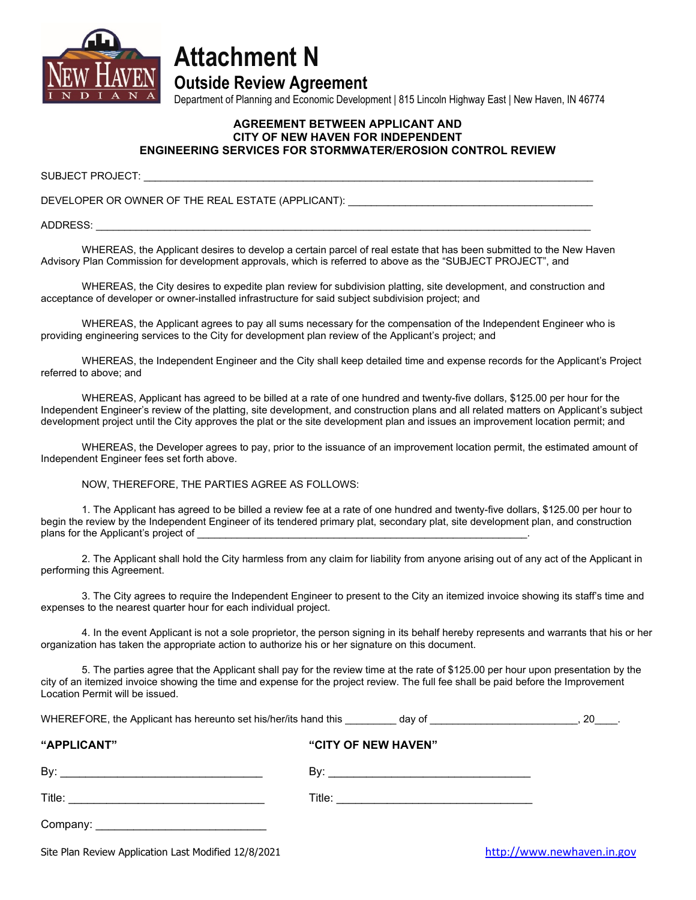# Attachment N

## Outside Review Agreement

Department of Planning and Economic Development | 815 Lincoln Highway East | New Haven, IN 46774

**AGREEMENT BETWEEN APPLICANT AND**
**CITY OF NEW HAVEN FOR INDEPENDENT**
**ENGINEERING SERVICES FOR STORMWATER/EROSION CONTROL REVIEW**

SUBJECT PROJECT: ______________________________________________________________________________

DEVELOPER OR OWNER OF THE REAL ESTATE (APPLICANT): ____________________________________________

ADDRESS: ____________________________________________________________________________________

WHEREAS, the Applicant desires to develop a certain parcel of real estate that has been submitted to the New Haven Advisory Plan Commission for development approvals, which is referred to above as the “SUBJECT PROJECT”, and

WHEREAS, the City desires to expedite plan review for subdivision platting, site development, and construction and acceptance of developer or owner-installed infrastructure for said subject subdivision project; and

WHEREAS, the Applicant agrees to pay all sums necessary for the compensation of the Independent Engineer who is providing engineering services to the City for development plan review of the Applicant’s project; and

WHEREAS, the Independent Engineer and the City shall keep detailed time and expense records for the Applicant’s Project referred to above; and

WHEREAS, Applicant has agreed to be billed at a rate of one hundred and twenty-five dollars, $125.00 per hour for the Independent Engineer’s review of the platting, site development, and construction plans and all related matters on Applicant’s subject development project until the City approves the plat or the site development plan and issues an improvement location permit; and

WHEREAS, the Developer agrees to pay, prior to the issuance of an improvement location permit, the estimated amount of Independent Engineer fees set forth above.

NOW, THEREFORE, THE PARTIES AGREE AS FOLLOWS:

1. The Applicant has agreed to be billed a review fee at a rate of one hundred and twenty-five dollars, $125.00 per hour to begin the review by the Independent Engineer of its tendered primary plat, secondary plat, site development plan, and construction plans for the Applicant’s project of ____________________________________________________________.

2. The Applicant shall hold the City harmless from any claim for liability from anyone arising out of any act of the Applicant in performing this Agreement.

3. The City agrees to require the Independent Engineer to present to the City an itemized invoice showing its staff’s time and expenses to the nearest quarter hour for each individual project.

4. In the event Applicant is not a sole proprietor, the person signing in its behalf hereby represents and warrants that his or her organization has taken the appropriate action to authorize his or her signature on this document.

5. The parties agree that the Applicant shall pay for the review time at the rate of $125.00 per hour upon presentation by the city of an itemized invoice showing the time and expense for the project review. The full fee shall be paid before the Improvement Location Permit will be issued.

WHEREFORE, the Applicant has hereunto set his/her/its hand this _________ day of _________________________, 20____.

**“APPLICANT”**

By: _________________________________

Title: _______________________________

Company: ___________________________

**“CITY OF NEW HAVEN”**

By: _________________________________

Title: _______________________________

Site Plan Review Application Last Modified 12/8/2021

http://www.newhaven.in.gov